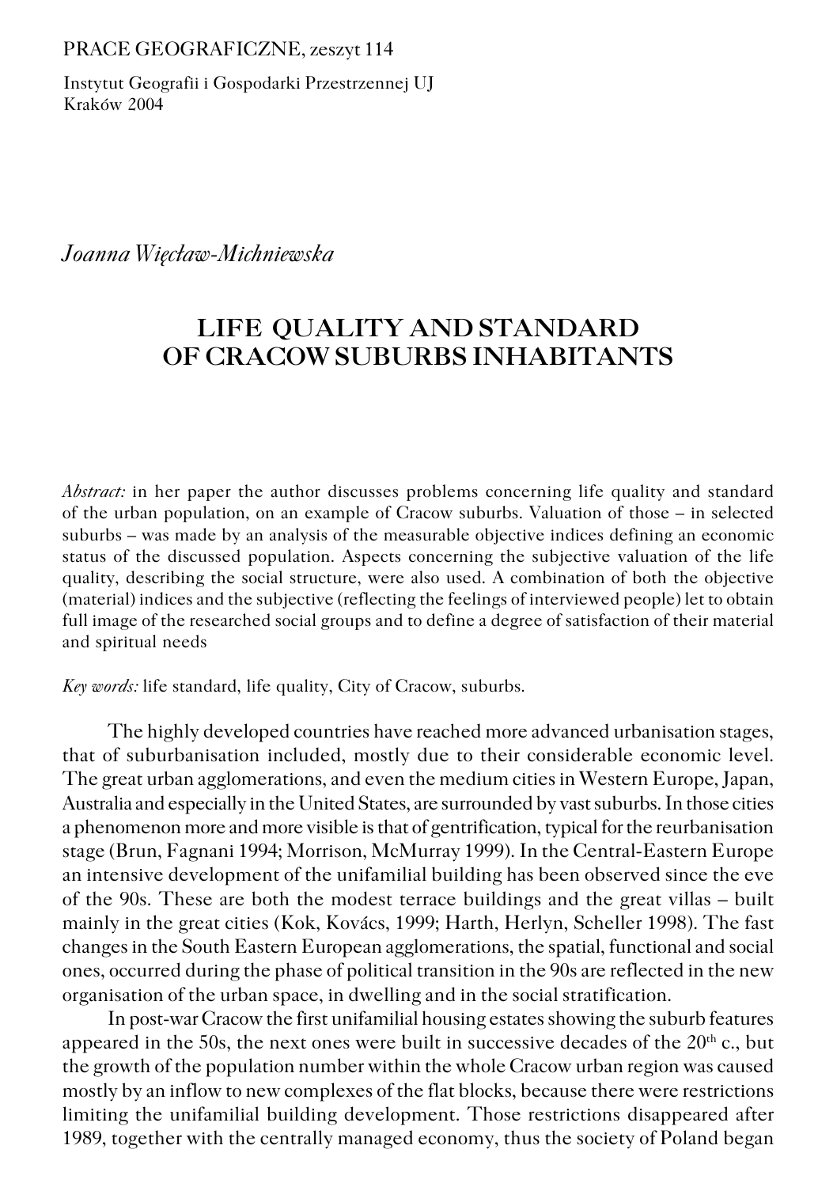PRACE GEOGRAFICZNE, zeszyt 114

Instytut Geografii i Gospodarki Przestrzennej UJ
Kraków 2004

*Joanna Więcław-Michniewska*

# LIFE QUALITY AND STANDARD OF CRACOW SUBURBS INHABITANTS

*Abstract:* in her paper the author discusses problems concerning life quality and standard of the urban population, on an example of Cracow suburbs. Valuation of those – in selected suburbs – was made by an analysis of the measurable objective indices defining an economic status of the discussed population. Aspects concerning the subjective valuation of the life quality, describing the social structure, were also used. A combination of both the objective (material) indices and the subjective (reflecting the feelings of interviewed people) let to obtain full image of the researched social groups and to define a degree of satisfaction of their material and spiritual needs

*Key words:* life standard, life quality, City of Cracow, suburbs.

The highly developed countries have reached more advanced urbanisation stages, that of suburbanisation included, mostly due to their considerable economic level. The great urban agglomerations, and even the medium cities in Western Europe, Japan, Australia and especially in the United States, are surrounded by vast suburbs. In those cities a phenomenon more and more visible is that of gentrification, typical for the reurbanisation stage (Brun, Fagnani 1994; Morrison, McMurray 1999). In the Central-Eastern Europe an intensive development of the unifamilial building has been observed since the eve of the 90s. These are both the modest terrace buildings and the great villas – built mainly in the great cities (Kok, Kovács, 1999; Harth, Herlyn, Scheller 1998). The fast changes in the South Eastern European agglomerations, the spatial, functional and social ones, occurred during the phase of political transition in the 90s are reflected in the new organisation of the urban space, in dwelling and in the social stratification.

In post-war Cracow the first unifamilial housing estates showing the suburb features appeared in the 50s, the next ones were built in successive decades of the 20th c., but the growth of the population number within the whole Cracow urban region was caused mostly by an inflow to new complexes of the flat blocks, because there were restrictions limiting the unifamilial building development. Those restrictions disappeared after 1989, together with the centrally managed economy, thus the society of Poland began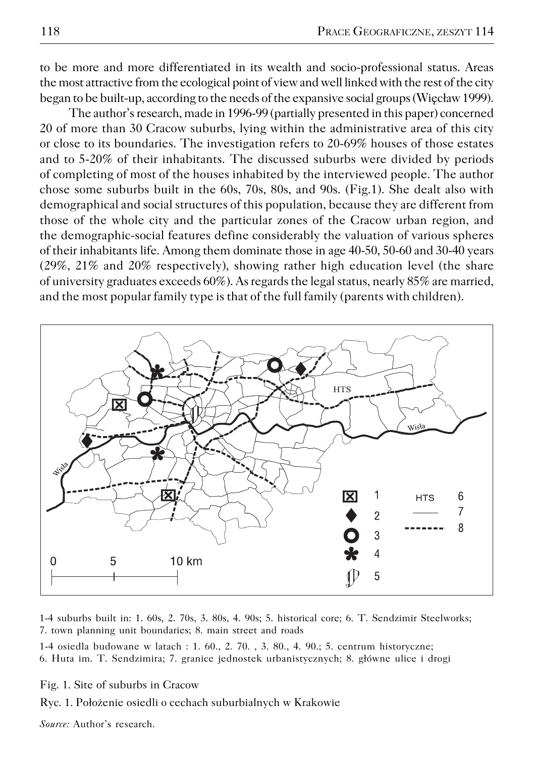to be more and more differentiated in its wealth and socio-professional status. Areas the most attractive from the ecological point of view and well linked with the rest of the city began to be built-up, according to the needs of the expansive social groups (Więcław 1999).

The author's research, made in 1996-99 (partially presented in this paper) concerned 20 of more than 30 Cracow suburbs, lying within the administrative area of this city or close to its boundaries. The investigation refers to 20-69% houses of those estates and to 5-20% of their inhabitants. The discussed suburbs were divided by periods of completing of most of the houses inhabited by the interviewed people. The author chose some suburbs built in the 60s, 70s, 80s, and 90s. (Fig.1). She dealt also with demographical and social structures of this population, because they are different from those of the whole city and the particular zones of the Cracow urban region, and the demographic-social features define considerably the valuation of various spheres of their inhabitants life. Among them dominate those in age 40-50, 50-60 and 30-40 years (29%, 21% and 20% respectively), showing rather high education level (the share of university graduates exceeds 60%). As regards the legal status, nearly 85% are married, and the most popular family type is that of the full family (parents with children).

1-4 suburbs built in: 1. 60s, 2. 70s, 3. 80s, 4. 90s; 5. historical core; 6. T. Sendzimir Steelworks; 7. town planning unit boundaries; 8. main street and roads

1-4 osiedla budowane w latach : 1. 60., 2. 70. , 3. 80., 4. 90.; 5. centrum historyczne; 6. Huta im. T. Sendzimira; 7. granice jednostek urbanistycznych; 8. główne ulice i drogi

Fig. 1. Site of suburbs in Cracow

Ryc. 1. Położenie osiedli o cechach suburbialnych w Krakowie

*Source:* Author's research.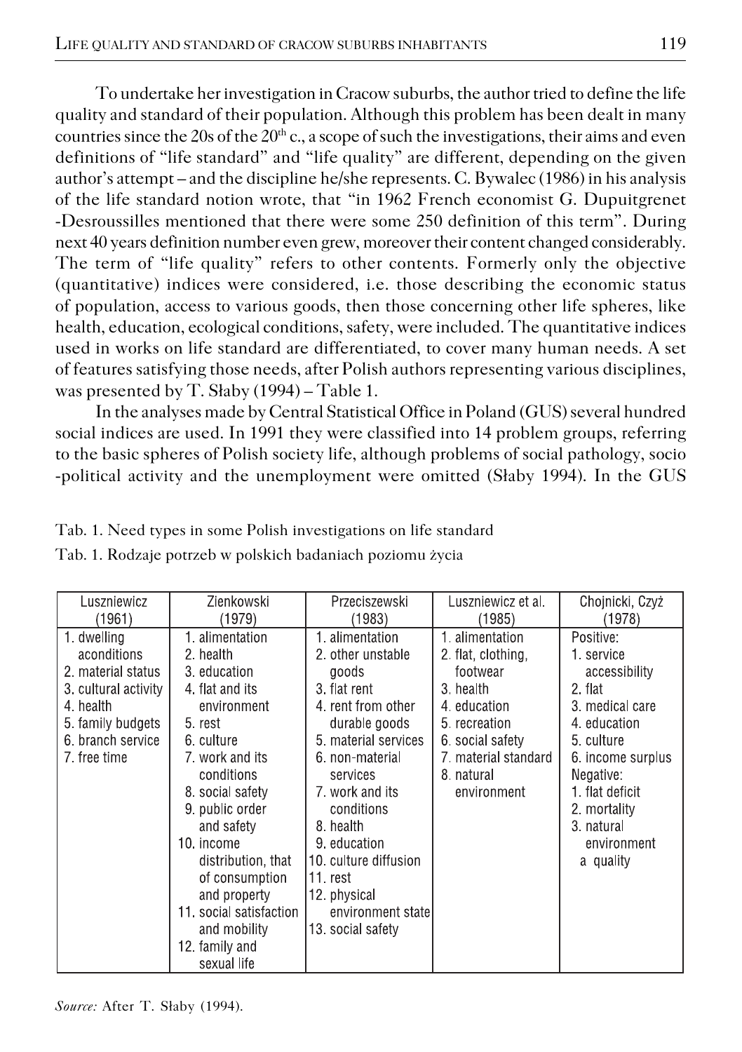To undertake her investigation in Cracow suburbs, the author tried to define the life quality and standard of their population. Although this problem has been dealt in many countries since the 20s of the 20th c., a scope of such the investigations, their aims and even definitions of "life standard" and "life quality" are different, depending on the given author's attempt – and the discipline he/she represents. C. Bywalec (1986) in his analysis of the life standard notion wrote, that "in 1962 French economist G. Dupuitgrenet -Desroussilles mentioned that there were some 250 definition of this term". During next 40 years definition number even grew, moreover their content changed considerably. The term of "life quality" refers to other contents. Formerly only the objective (quantitative) indices were considered, i.e. those describing the economic status of population, access to various goods, then those concerning other life spheres, like health, education, ecological conditions, safety, were included. The quantitative indices used in works on life standard are differentiated, to cover many human needs. A set of features satisfying those needs, after Polish authors representing various disciplines, was presented by T. Słaby (1994) – Table 1.

In the analyses made by Central Statistical Office in Poland (GUS) several hundred social indices are used. In 1991 they were classified into 14 problem groups, referring to the basic spheres of Polish society life, although problems of social pathology, socio -political activity and the unemployment were omitted (Słaby 1994). In the GUS

Tab. 1. Need types in some Polish investigations on life standard

Tab. 1. Rodzaje potrzeb w polskich badaniach poziomu życia

| Luszniewicz (1961) | Zienkowski (1979) | Przeciszewski (1983) | Luszniewicz et al. (1985) | Chojnicki, Czyż (1978) |
|---|---|---|---|---|
| 1. dwelling aconditions<br>2. material status<br>3. cultural activity<br>4. health<br>5. family budgets<br>6. branch service<br>7. free time | 1. alimentation<br>2. health<br>3. education<br>4. flat and its environment<br>5. rest<br>6. culture<br>7. work and its conditions<br>8. social safety<br>9. public order and safety<br>10. income distribution, that of consumption and property<br>11. social satisfaction and mobility<br>12. family and sexual life | 1. alimentation<br>2. other unstable goods<br>3. flat rent<br>4. rent from other durable goods<br>5. material services<br>6. non-material services<br>7. work and its conditions<br>8. health<br>9. education<br>10. culture diffusion<br>11. rest<br>12. physical environment state<br>13. social safety | 1. alimentation<br>2. flat, clothing, footwear<br>3. health<br>4. education<br>5. recreation<br>6. social safety<br>7. material standard<br>8. natural environment | Positive:<br>1. service accessibility<br>2. flat<br>3. medical care<br>4. education<br>5. culture<br>6. income surplus<br>Negative:<br>1. flat deficit<br>2. mortality<br>3. natural environment a quality |

*Source:* After T. Słaby (1994).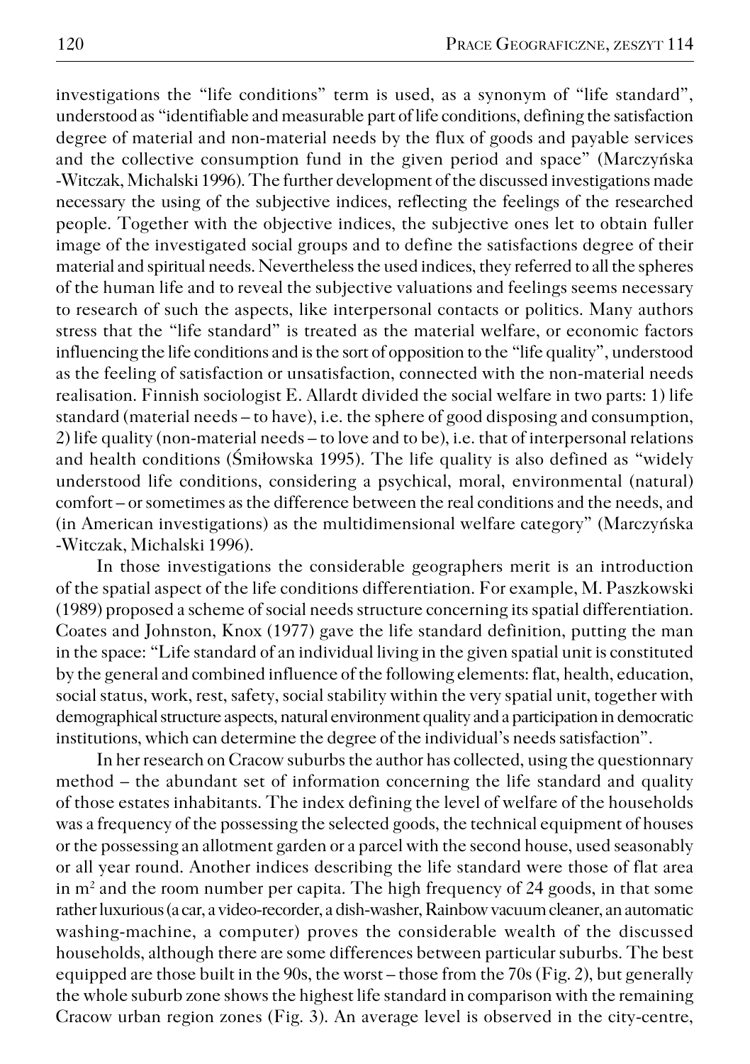investigations the "life conditions" term is used, as a synonym of "life standard", understood as "identifiable and measurable part of life conditions, defining the satisfaction degree of material and non-material needs by the flux of goods and payable services and the collective consumption fund in the given period and space" (Marczyńska -Witczak, Michalski 1996). The further development of the discussed investigations made necessary the using of the subjective indices, reflecting the feelings of the researched people. Together with the objective indices, the subjective ones let to obtain fuller image of the investigated social groups and to define the satisfactions degree of their material and spiritual needs. Nevertheless the used indices, they referred to all the spheres of the human life and to reveal the subjective valuations and feelings seems necessary to research of such the aspects, like interpersonal contacts or politics. Many authors stress that the "life standard" is treated as the material welfare, or economic factors influencing the life conditions and is the sort of opposition to the "life quality", understood as the feeling of satisfaction or unsatisfaction, connected with the non-material needs realisation. Finnish sociologist E. Allardt divided the social welfare in two parts: 1) life standard (material needs – to have), i.e. the sphere of good disposing and consumption, 2) life quality (non-material needs – to love and to be), i.e. that of interpersonal relations and health conditions (Śmiłowska 1995). The life quality is also defined as "widely understood life conditions, considering a psychical, moral, environmental (natural) comfort – or sometimes as the difference between the real conditions and the needs, and (in American investigations) as the multidimensional welfare category" (Marczyńska -Witczak, Michalski 1996).

In those investigations the considerable geographers merit is an introduction of the spatial aspect of the life conditions differentiation. For example, M. Paszkowski (1989) proposed a scheme of social needs structure concerning its spatial differentiation. Coates and Johnston, Knox (1977) gave the life standard definition, putting the man in the space: "Life standard of an individual living in the given spatial unit is constituted by the general and combined influence of the following elements: flat, health, education, social status, work, rest, safety, social stability within the very spatial unit, together with demographical structure aspects, natural environment quality and a participation in democratic institutions, which can determine the degree of the individual's needs satisfaction".

In her research on Cracow suburbs the author has collected, using the questionnary method – the abundant set of information concerning the life standard and quality of those estates inhabitants. The index defining the level of welfare of the households was a frequency of the possessing the selected goods, the technical equipment of houses or the possessing an allotment garden or a parcel with the second house, used seasonably or all year round. Another indices describing the life standard were those of flat area in m$^2$ and the room number per capita. The high frequency of 24 goods, in that some rather luxurious (a car, a video-recorder, a dish-washer, Rainbow vacuum cleaner, an automatic washing-machine, a computer) proves the considerable wealth of the discussed households, although there are some differences between particular suburbs. The best equipped are those built in the 90s, the worst – those from the 70s (Fig. 2), but generally the whole suburb zone shows the highest life standard in comparison with the remaining Cracow urban region zones (Fig. 3). An average level is observed in the city-centre,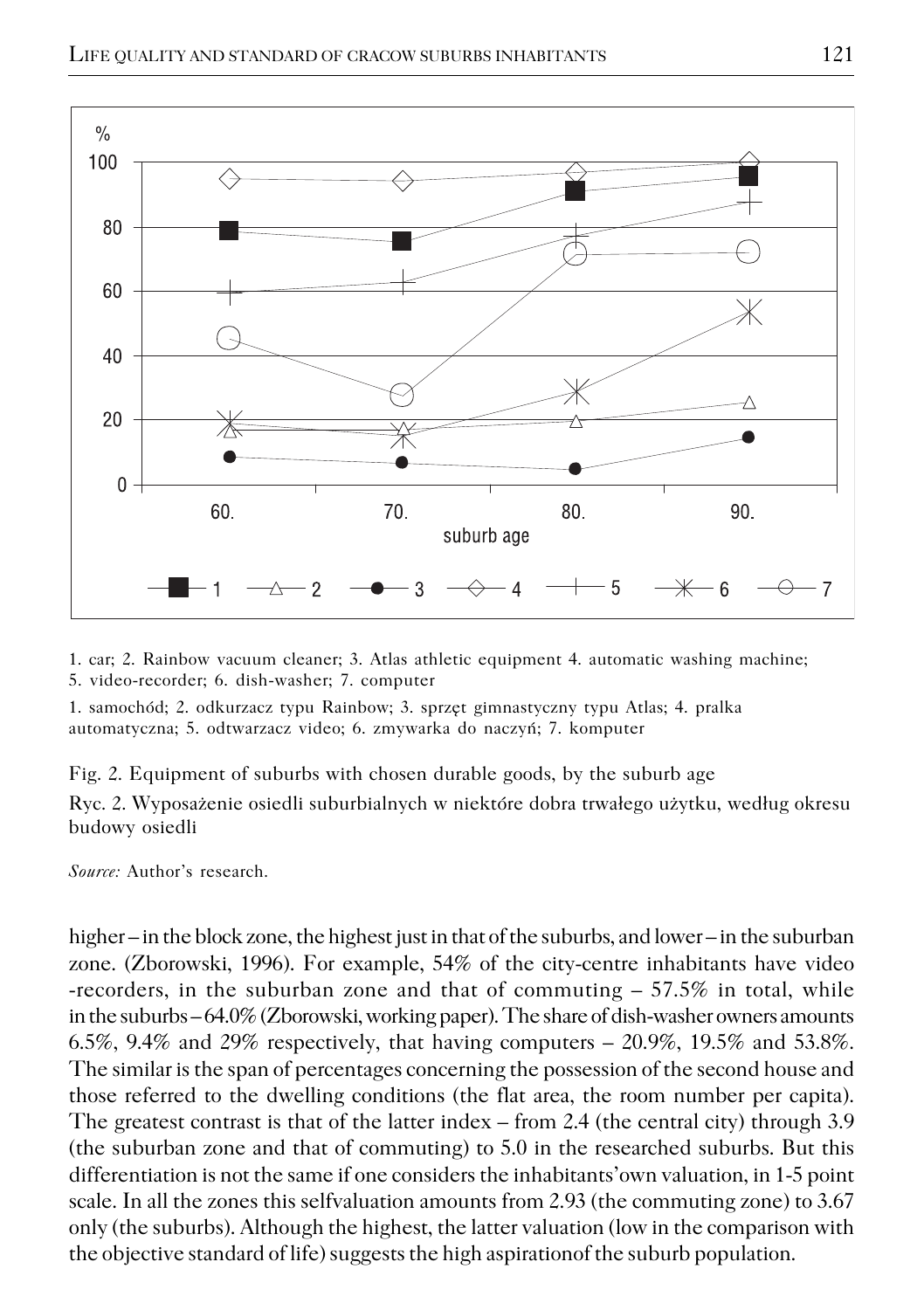1. car; 2. Rainbow vacuum cleaner; 3. Atlas athletic equipment 4. automatic washing machine; 5. video-recorder; 6. dish-washer; 7. computer

1. samochód; 2. odkurzacz typu Rainbow; 3. sprzęt gimnastyczny typu Atlas; 4. pralka automatyczna; 5. odtwarzacz video; 6. zmywarka do naczyń; 7. komputer

Fig. 2. Equipment of suburbs with chosen durable goods, by the suburb age

Ryc. 2. Wyposażenie osiedli suburbialnych w niektóre dobra trwałego użytku, według okresu budowy osiedli

*Source:* Author's research.

higher – in the block zone, the highest just in that of the suburbs, and lower – in the suburban zone. (Zborowski, 1996). For example, 54% of the city-centre inhabitants have video -recorders, in the suburban zone and that of commuting – 57.5% in total, while in the suburbs – 64.0% (Zborowski, working paper). The share of dish-washer owners amounts 6.5%, 9.4% and 29% respectively, that having computers – 20.9%, 19.5% and 53.8%. The similar is the span of percentages concerning the possession of the second house and those referred to the dwelling conditions (the flat area, the room number per capita). The greatest contrast is that of the latter index – from 2.4 (the central city) through 3.9 (the suburban zone and that of commuting) to 5.0 in the researched suburbs. But this differentiation is not the same if one considers the inhabitants'own valuation, in 1-5 point scale. In all the zones this selfvaluation amounts from 2.93 (the commuting zone) to 3.67 only (the suburbs). Although the highest, the latter valuation (low in the comparison with the objective standard of life) suggests the high aspirationof the suburb population.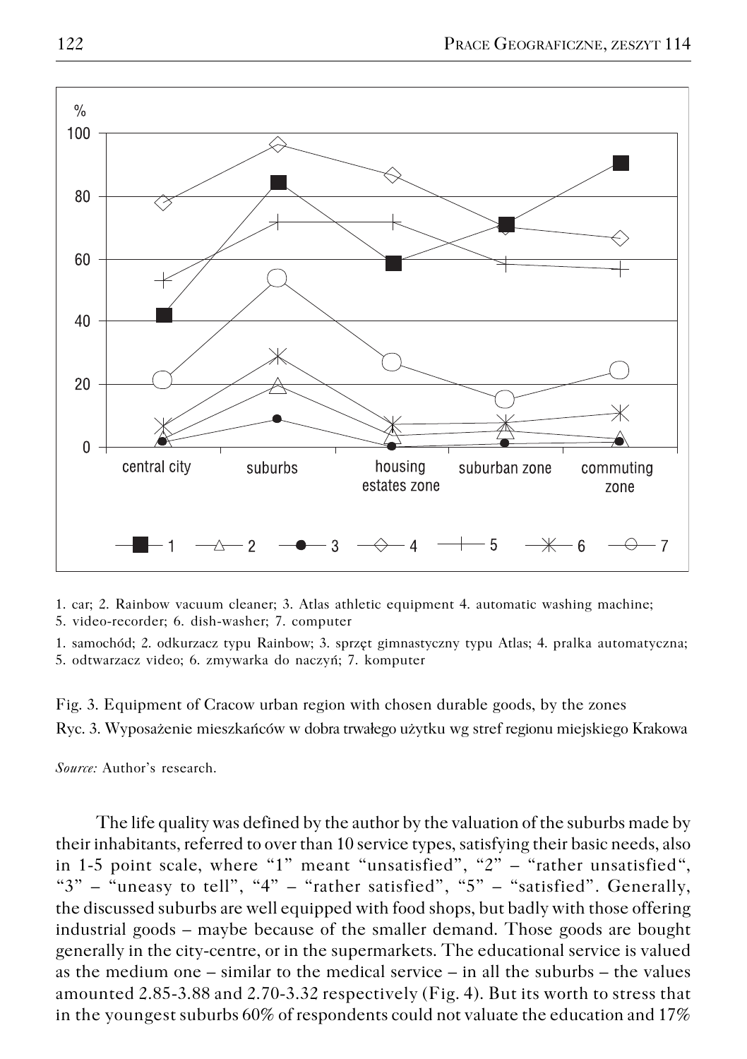1. car; 2. Rainbow vacuum cleaner; 3. Atlas athletic equipment 4. automatic washing machine; 5. video-recorder; 6. dish-washer; 7. computer

1. samochód; 2. odkurzacz typu Rainbow; 3. sprzęt gimnastyczny typu Atlas; 4. pralka automatyczna; 5. odtwarzacz video; 6. zmywarka do naczyń; 7. komputer

Fig. 3. Equipment of Cracow urban region with chosen durable goods, by the zones
Ryc. 3. Wyposażenie mieszkańców w dobra trwałego użytku wg stref regionu miejskiego Krakowa

*Source:* Author's research.

The life quality was defined by the author by the valuation of the suburbs made by their inhabitants, referred to over than 10 service types, satisfying their basic needs, also in 1-5 point scale, where "1" meant "unsatisfied", "2" – "rather unsatisfied", "3" – "uneasy to tell", "4" – "rather satisfied", "5" – "satisfied". Generally, the discussed suburbs are well equipped with food shops, but badly with those offering industrial goods – maybe because of the smaller demand. Those goods are bought generally in the city-centre, or in the supermarkets. The educational service is valued as the medium one – similar to the medical service – in all the suburbs – the values amounted 2.85-3.88 and 2.70-3.32 respectively (Fig. 4). But its worth to stress that in the youngest suburbs 60% of respondents could not valuate the education and 17%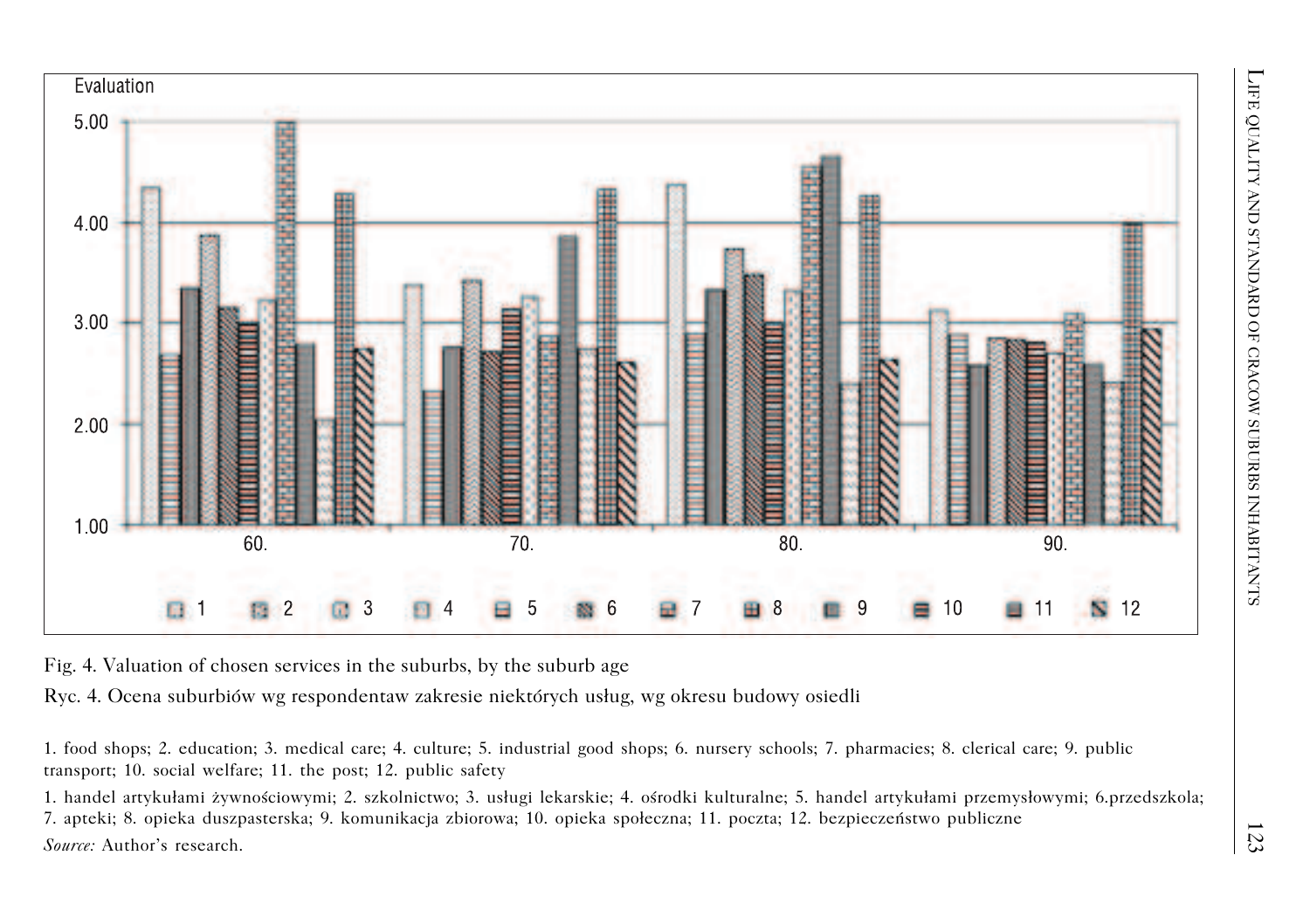Fig. 4. Valuation of chosen services in the suburbs, by the suburb age

Ryc. 4. Ocena suburbiów wg respondentaw zakresie niektórych usług, wg okresu budowy osiedli

1. food shops; 2. education; 3. medical care; 4. culture; 5. industrial good shops; 6. nursery schools; 7. pharmacies; 8. clerical care; 9. public transport; 10. social welfare; 11. the post; 12. public safety

1. handel artykułami żywnościowymi; 2. szkolnictwo; 3. usługi lekarskie; 4. ośrodki kulturalne; 5. handel artykułami przemysłowymi; 6.przedszkola; 7. apteki; 8. opieka duszpasterska; 9. komunikacja zbiorowa; 10. opieka społeczna; 11. poczta; 12. bezpieczeństwo publiczne

*Source:* Author's research.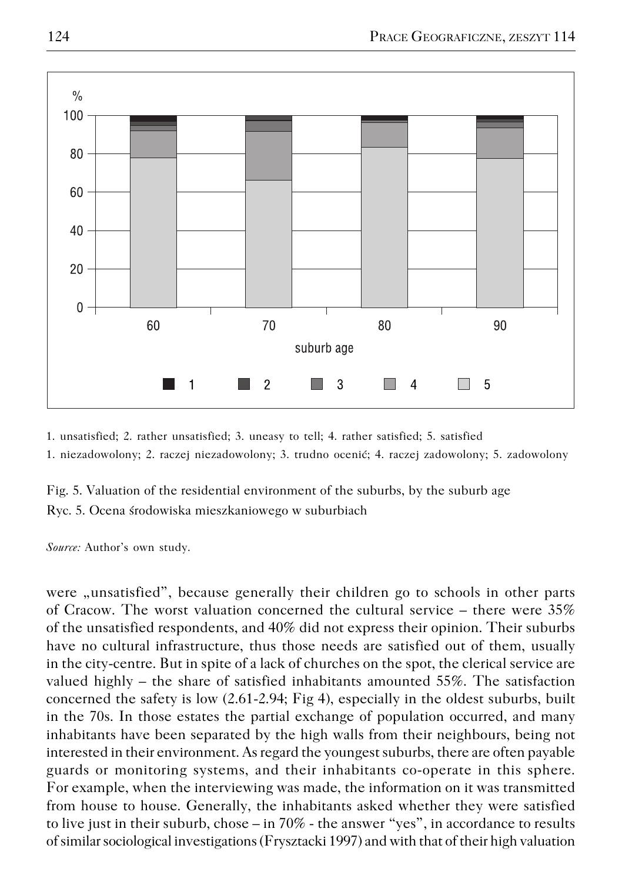1. unsatisfied; 2. rather unsatisfied; 3. uneasy to tell; 4. rather satisfied; 5. satisfied

1. niezadowolony; 2. raczej niezadowolony; 3. trudno ocenić; 4. raczej zadowolony; 5. zadowolony

Fig. 5. Valuation of the residential environment of the suburbs, by the suburb age

Ryc. 5. Ocena środowiska mieszkaniowego w suburbiach

*Source:* Author's own study.

were „unsatisfied", because generally their children go to schools in other parts of Cracow. The worst valuation concerned the cultural service – there were 35% of the unsatisfied respondents, and 40% did not express their opinion. Their suburbs have no cultural infrastructure, thus those needs are satisfied out of them, usually in the city-centre. But in spite of a lack of churches on the spot, the clerical service are valued highly – the share of satisfied inhabitants amounted 55%. The satisfaction concerned the safety is low (2.61-2.94; Fig 4), especially in the oldest suburbs, built in the 70s. In those estates the partial exchange of population occurred, and many inhabitants have been separated by the high walls from their neighbours, being not interested in their environment. As regard the youngest suburbs, there are often payable guards or monitoring systems, and their inhabitants co-operate in this sphere. For example, when the interviewing was made, the information on it was transmitted from house to house. Generally, the inhabitants asked whether they were satisfied to live just in their suburb, chose – in 70% - the answer "yes", in accordance to results of similar sociological investigations (Frysztacki 1997) and with that of their high valuation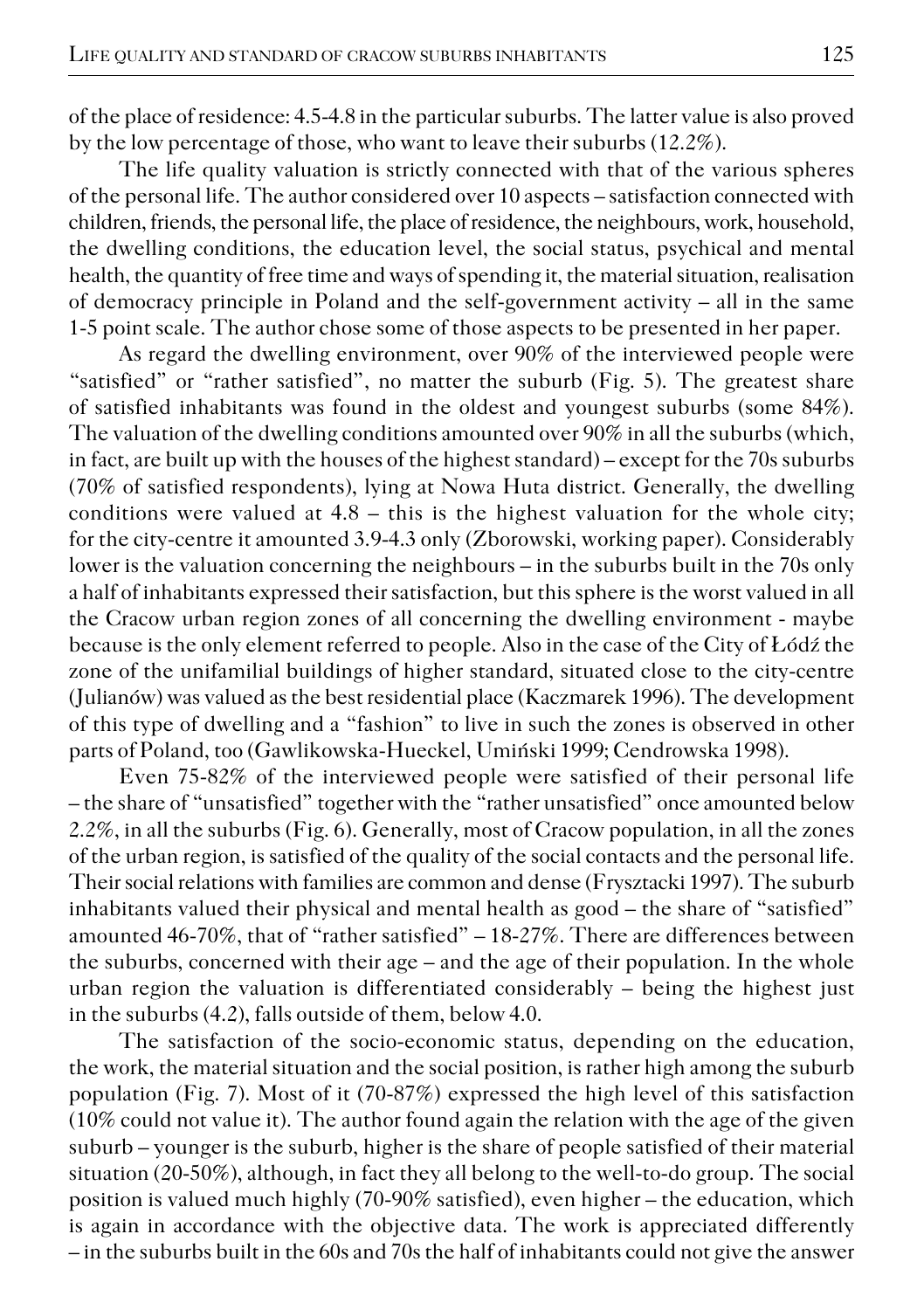of the place of residence: 4.5-4.8 in the particular suburbs. The latter value is also proved by the low percentage of those, who want to leave their suburbs (12.2%).

The life quality valuation is strictly connected with that of the various spheres of the personal life. The author considered over 10 aspects – satisfaction connected with children, friends, the personal life, the place of residence, the neighbours, work, household, the dwelling conditions, the education level, the social status, psychical and mental health, the quantity of free time and ways of spending it, the material situation, realisation of democracy principle in Poland and the self-government activity – all in the same 1-5 point scale. The author chose some of those aspects to be presented in her paper.

As regard the dwelling environment, over 90% of the interviewed people were "satisfied" or "rather satisfied", no matter the suburb (Fig. 5). The greatest share of satisfied inhabitants was found in the oldest and youngest suburbs (some 84%). The valuation of the dwelling conditions amounted over 90% in all the suburbs (which, in fact, are built up with the houses of the highest standard) – except for the 70s suburbs (70% of satisfied respondents), lying at Nowa Huta district. Generally, the dwelling conditions were valued at 4.8 – this is the highest valuation for the whole city; for the city-centre it amounted 3.9-4.3 only (Zborowski, working paper). Considerably lower is the valuation concerning the neighbours – in the suburbs built in the 70s only a half of inhabitants expressed their satisfaction, but this sphere is the worst valued in all the Cracow urban region zones of all concerning the dwelling environment - maybe because is the only element referred to people. Also in the case of the City of Łódź the zone of the unifamilial buildings of higher standard, situated close to the city-centre (Julianów) was valued as the best residential place (Kaczmarek 1996). The development of this type of dwelling and a "fashion" to live in such the zones is observed in other parts of Poland, too (Gawlikowska-Hueckel, Umiński 1999; Cendrowska 1998).

Even 75-82% of the interviewed people were satisfied of their personal life – the share of "unsatisfied" together with the "rather unsatisfied" once amounted below 2.2%, in all the suburbs (Fig. 6). Generally, most of Cracow population, in all the zones of the urban region, is satisfied of the quality of the social contacts and the personal life. Their social relations with families are common and dense (Frysztacki 1997). The suburb inhabitants valued their physical and mental health as good – the share of "satisfied" amounted 46-70%, that of "rather satisfied" – 18-27%. There are differences between the suburbs, concerned with their age – and the age of their population. In the whole urban region the valuation is differentiated considerably – being the highest just in the suburbs (4.2), falls outside of them, below 4.0.

The satisfaction of the socio-economic status, depending on the education, the work, the material situation and the social position, is rather high among the suburb population (Fig. 7). Most of it (70-87%) expressed the high level of this satisfaction (10% could not value it). The author found again the relation with the age of the given suburb – younger is the suburb, higher is the share of people satisfied of their material situation (20-50%), although, in fact they all belong to the well-to-do group. The social position is valued much highly (70-90% satisfied), even higher – the education, which is again in accordance with the objective data. The work is appreciated differently – in the suburbs built in the 60s and 70s the half of inhabitants could not give the answer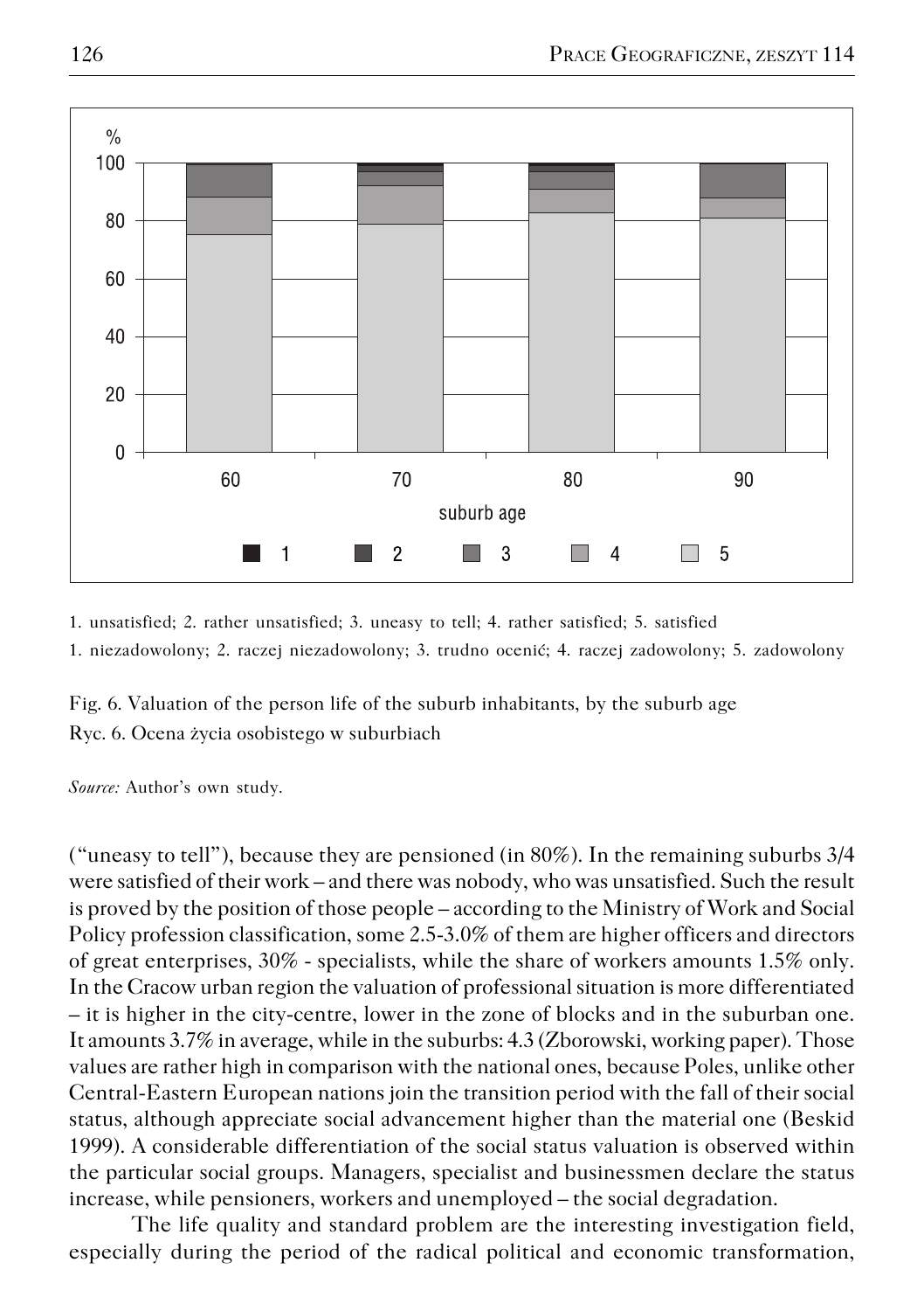1. unsatisfied; 2. rather unsatisfied; 3. uneasy to tell; 4. rather satisfied; 5. satisfied

1. niezadowolony; 2. raczej niezadowolony; 3. trudno ocenić; 4. raczej zadowolony; 5. zadowolony

Fig. 6. Valuation of the person life of the suburb inhabitants, by the suburb age

Ryc. 6. Ocena życia osobistego w suburbiach

*Source:* Author's own study.

("uneasy to tell"), because they are pensioned (in 80%). In the remaining suburbs 3/4 were satisfied of their work – and there was nobody, who was unsatisfied. Such the result is proved by the position of those people – according to the Ministry of Work and Social Policy profession classification, some 2.5-3.0% of them are higher officers and directors of great enterprises, 30% - specialists, while the share of workers amounts 1.5% only. In the Cracow urban region the valuation of professional situation is more differentiated – it is higher in the city-centre, lower in the zone of blocks and in the suburban one. It amounts 3.7% in average, while in the suburbs: 4.3 (Zborowski, working paper). Those values are rather high in comparison with the national ones, because Poles, unlike other Central-Eastern European nations join the transition period with the fall of their social status, although appreciate social advancement higher than the material one (Beskid 1999). A considerable differentiation of the social status valuation is observed within the particular social groups. Managers, specialist and businessmen declare the status increase, while pensioners, workers and unemployed – the social degradation.

The life quality and standard problem are the interesting investigation field, especially during the period of the radical political and economic transformation,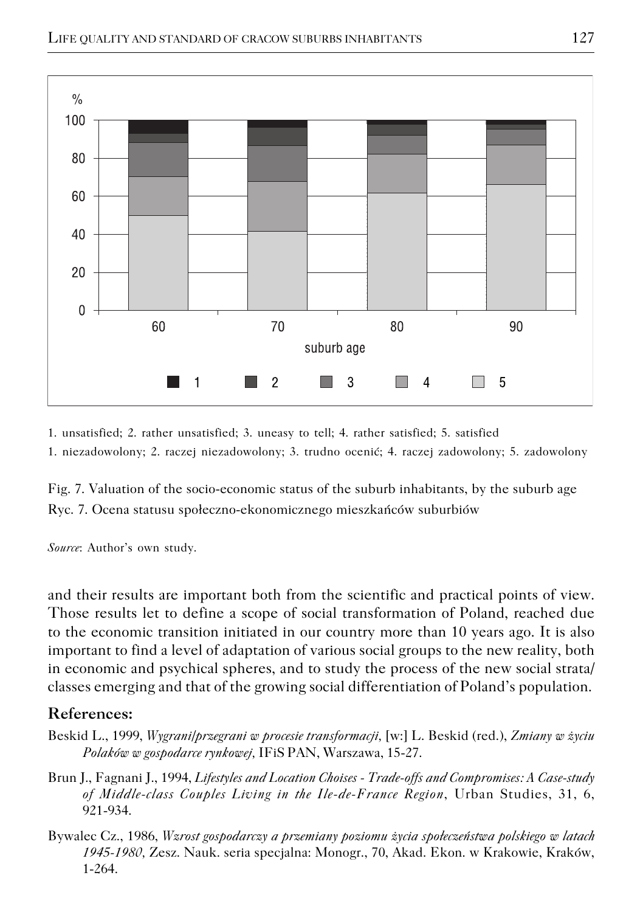1. unsatisfied; 2. rather unsatisfied; 3. uneasy to tell; 4. rather satisfied; 5. satisfied

1. niezadowolony; 2. raczej niezadowolony; 3. trudno ocenić; 4. raczej zadowolony; 5. zadowolony

Fig. 7. Valuation of the socio-economic status of the suburb inhabitants, by the suburb age

Ryc. 7. Ocena statusu społeczno-ekonomicznego mieszkańców suburbiów

*Source*: Author's own study.

and their results are important both from the scientific and practical points of view. Those results let to define a scope of social transformation of Poland, reached due to the economic transition initiated in our country more than 10 years ago. It is also important to find a level of adaptation of various social groups to the new reality, both in economic and psychical spheres, and to study the process of the new social strata/classes emerging and that of the growing social differentiation of Poland's population.

## References:

Beskid L., 1999, *Wygrani/przegrani w procesie transformacji*, [w:] L. Beskid (red.), *Zmiany w życiu Polaków w gospodarce rynkowej*, IFiS PAN, Warszawa, 15-27.

Brun J., Fagnani J., 1994, *Lifestyles and Location Choises - Trade-offs and Compromises: A Case-study of Middle-class Couples Living in the Ile-de-France Region*, Urban Studies, 31, 6, 921-934.

Bywalec Cz., 1986, *Wzrost gospodarczy a przemiany poziomu życia społeczeństwa polskiego w latach 1945-1980*, Zesz. Nauk. seria specjalna: Monogr., 70, Akad. Ekon. w Krakowie, Kraków, 1-264.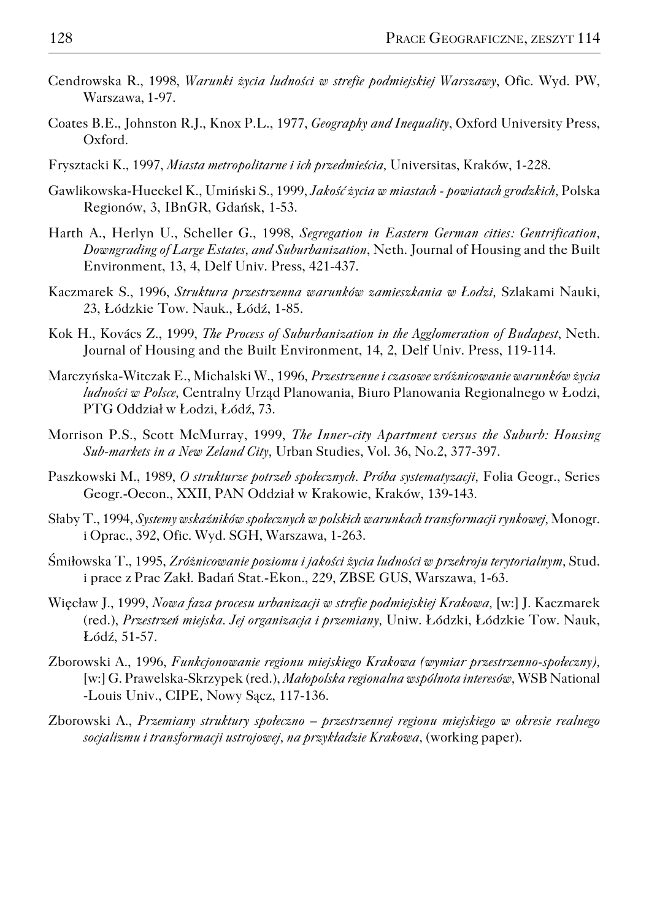Cendrowska R., 1998, *Warunki życia ludności w strefie podmiejskiej Warszawy*, Ofic. Wyd. PW, Warszawa, 1-97.

Coates B.E., Johnston R.J., Knox P.L., 1977, *Geography and Inequality*, Oxford University Press, Oxford.

Frysztacki K., 1997, *Miasta metropolitarne i ich przedmieścia*, Universitas, Kraków, 1-228.

Gawlikowska-Hueckel K., Umiński S., 1999, *Jakość życia w miastach - powiatach grodzkich*, Polska Regionów, 3, IBnGR, Gdańsk, 1-53.

Harth A., Herlyn U., Scheller G., 1998, *Segregation in Eastern German cities: Gentrification, Downgrading of Large Estates, and Suburbanization*, Neth. Journal of Housing and the Built Environment, 13, 4, Delf Univ. Press, 421-437.

Kaczmarek S., 1996, *Struktura przestrzenna warunków zamieszkania w Łodzi*, Szlakami Nauki, 23, Łódzkie Tow. Nauk., Łódź, 1-85.

Kok H., Kovács Z., 1999, *The Process of Suburbanization in the Agglomeration of Budapest*, Neth. Journal of Housing and the Built Environment, 14, 2, Delf Univ. Press, 119-114.

Marczyńska-Witczak E., Michalski W., 1996, *Przestrzenne i czasowe zróżnicowanie warunków życia ludności w Polsce*, Centralny Urząd Planowania, Biuro Planowania Regionalnego w Łodzi, PTG Oddział w Łodzi, Łódź, 73.

Morrison P.S., Scott McMurray, 1999, *The Inner-city Apartment versus the Suburb: Housing Sub-markets in a New Zeland City*, Urban Studies, Vol. 36, No.2, 377-397.

Paszkowski M., 1989, *O strukturze potrzeb społecznych. Próba systematyzacji*, Folia Geogr., Series Geogr.-Oecon., XXII, PAN Oddział w Krakowie, Kraków, 139-143.

Słaby T., 1994, *Systemy wskaźników społecznych w polskich warunkach transformacji rynkowej*, Monogr. i Oprac., 392, Ofic. Wyd. SGH, Warszawa, 1-263.

Śmiłowska T., 1995, *Zróżnicowanie poziomu i jakości życia ludności w przekroju terytorialnym*, Stud. i prace z Prac Zakł. Badań Stat.-Ekon., 229, ZBSE GUS, Warszawa, 1-63.

Więcław J., 1999, *Nowa faza procesu urbanizacji w strefie podmiejskiej Krakowa*, [w:] J. Kaczmarek (red.), *Przestrzeń miejska. Jej organizacja i przemiany*, Uniw. Łódzki, Łódzkie Tow. Nauk, Łódź, 51-57.

Zborowski A., 1996, *Funkcjonowanie regionu miejskiego Krakowa (wymiar przestrzenno-społeczny)*, [w:] G. Prawelska-Skrzypek (red.), *Małopolska regionalna wspólnota interesów*, WSB National -Louis Univ., CIPE, Nowy Sącz, 117-136.

Zborowski A., *Przemiany struktury społeczno – przestrzennej regionu miejskiego w okresie realnego socjalizmu i transformacji ustrojowej, na przykładzie Krakowa*, (working paper).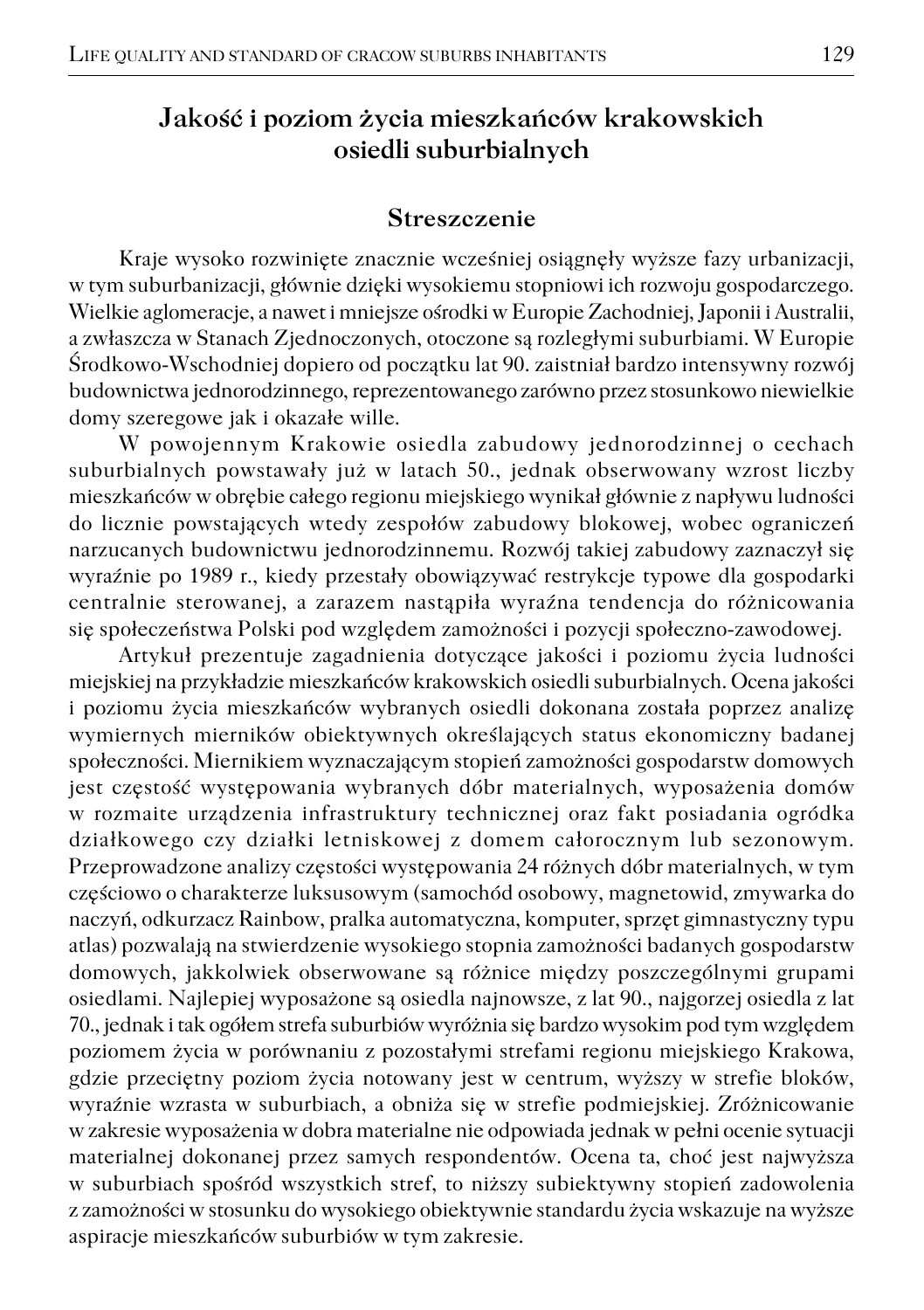## Jakość i poziom życia mieszkańców krakowskich osiedli suburbialnych

### Streszczenie

Kraje wysoko rozwinięte znacznie wcześniej osiągnęły wyższe fazy urbanizacji, w tym suburbanizacji, głównie dzięki wysokiemu stopniowi ich rozwoju gospodarczego. Wielkie aglomeracje, a nawet i mniejsze ośrodki w Europie Zachodniej, Japonii i Australii, a zwłaszcza w Stanach Zjednoczonych, otoczone są rozległymi suburbiami. W Europie Środkowo-Wschodniej dopiero od początku lat 90. zaistniał bardzo intensywny rozwój budownictwa jednorodzinnego, reprezentowanego zarówno przez stosunkowo niewielkie domy szeregowe jak i okazałe wille.

W powojennym Krakowie osiedla zabudowy jednorodzinnej o cechach suburbialnych powstawały już w latach 50., jednak obserwowany wzrost liczby mieszkańców w obrębie całego regionu miejskiego wynikał głównie z napływu ludności do licznie powstających wtedy zespołów zabudowy blokowej, wobec ograniczeń narzucanych budownictwu jednorodzinnemu. Rozwój takiej zabudowy zaznaczył się wyraźnie po 1989 r., kiedy przestały obowiązywać restrykcje typowe dla gospodarki centralnie sterowanej, a zarazem nastąpiła wyraźna tendencja do różnicowania się społeczeństwa Polski pod względem zamożności i pozycji społeczno-zawodowej.

Artykuł prezentuje zagadnienia dotyczące jakości i poziomu życia ludności miejskiej na przykładzie mieszkańców krakowskich osiedli suburbialnych. Ocena jakości i poziomu życia mieszkańców wybranych osiedli dokonana została poprzez analizę wymiernych mierników obiektywnych określających status ekonomiczny badanej społeczności. Miernikiem wyznaczającym stopień zamożności gospodarstw domowych jest częstość występowania wybranych dóbr materialnych, wyposażenia domów w rozmaite urządzenia infrastruktury technicznej oraz fakt posiadania ogródka działkowego czy działki letniskowej z domem całorocznym lub sezonowym. Przeprowadzone analizy częstości występowania 24 różnych dóbr materialnych, w tym częściowo o charakterze luksusowym (samochód osobowy, magnetowid, zmywarka do naczyń, odkurzacz Rainbow, pralka automatyczna, komputer, sprzęt gimnastyczny typu atlas) pozwalają na stwierdzenie wysokiego stopnia zamożności badanych gospodarstw domowych, jakkolwiek obserwowane są różnice między poszczególnymi grupami osiedlami. Najlepiej wyposażone są osiedla najnowsze, z lat 90., najgorzej osiedla z lat 70., jednak i tak ogółem strefa suburbiów wyróżnia się bardzo wysokim pod tym względem poziomem życia w porównaniu z pozostałymi strefami regionu miejskiego Krakowa, gdzie przeciętny poziom życia notowany jest w centrum, wyższy w strefie bloków, wyraźnie wzrasta w suburbiach, a obniża się w strefie podmiejskiej. Zróżnicowanie w zakresie wyposażenia w dobra materialne nie odpowiada jednak w pełni ocenie sytuacji materialnej dokonanej przez samych respondentów. Ocena ta, choć jest najwyższa w suburbiach spośród wszystkich stref, to niższy subiektywny stopień zadowolenia z zamożności w stosunku do wysokiego obiektywnie standardu życia wskazuje na wyższe aspiracje mieszkańców suburbiów w tym zakresie.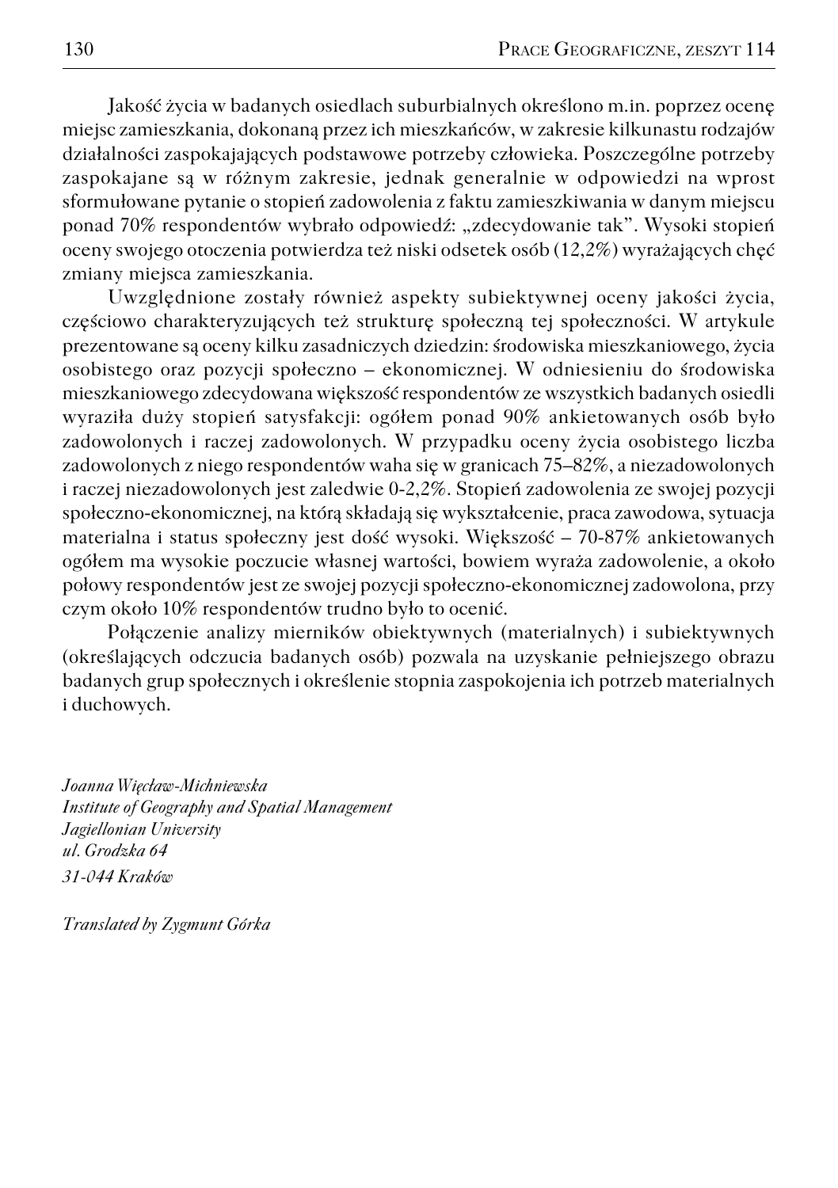Jakość życia w badanych osiedlach suburbialnych określono m.in. poprzez ocenę miejsc zamieszkania, dokonaną przez ich mieszkańców, w zakresie kilkunastu rodzajów działalności zaspokajających podstawowe potrzeby człowieka. Poszczególne potrzeby zaspokajane są w różnym zakresie, jednak generalnie w odpowiedzi na wprost sformułowane pytanie o stopień zadowolenia z faktu zamieszkiwania w danym miejscu ponad 70% respondentów wybrało odpowiedź: „zdecydowanie tak". Wysoki stopień oceny swojego otoczenia potwierdza też niski odsetek osób (12,2%) wyrażających chęć zmiany miejsca zamieszkania.

Uwzględnione zostały również aspekty subiektywnej oceny jakości życia, częściowo charakteryzujących też strukturę społeczną tej społeczności. W artykule prezentowane są oceny kilku zasadniczych dziedzin: środowiska mieszkaniowego, życia osobistego oraz pozycji społeczno – ekonomicznej. W odniesieniu do środowiska mieszkaniowego zdecydowana większość respondentów ze wszystkich badanych osiedli wyraziła duży stopień satysfakcji: ogółem ponad 90% ankietowanych osób było zadowolonych i raczej zadowolonych. W przypadku oceny życia osobistego liczba zadowolonych z niego respondentów waha się w granicach 75–82%, a niezadowolonych i raczej niezadowolonych jest zaledwie 0-2,2%. Stopień zadowolenia ze swojej pozycji społeczno-ekonomicznej, na którą składają się wykształcenie, praca zawodowa, sytuacja materialna i status społeczny jest dość wysoki. Większość – 70-87% ankietowanych ogółem ma wysokie poczucie własnej wartości, bowiem wyraża zadowolenie, a około połowy respondentów jest ze swojej pozycji społeczno-ekonomicznej zadowolona, przy czym około 10% respondentów trudno było to ocenić.

Połączenie analizy mierników obiektywnych (materialnych) i subiektywnych (określających odczucia badanych osób) pozwala na uzyskanie pełniejszego obrazu badanych grup społecznych i określenie stopnia zaspokojenia ich potrzeb materialnych i duchowych.

*Joanna Więcław-Michniewska*
*Institute of Geography and Spatial Management*
*Jagiellonian University*
*ul. Grodzka 64*
*31-044 Kraków*

*Translated by Zygmunt Górka*